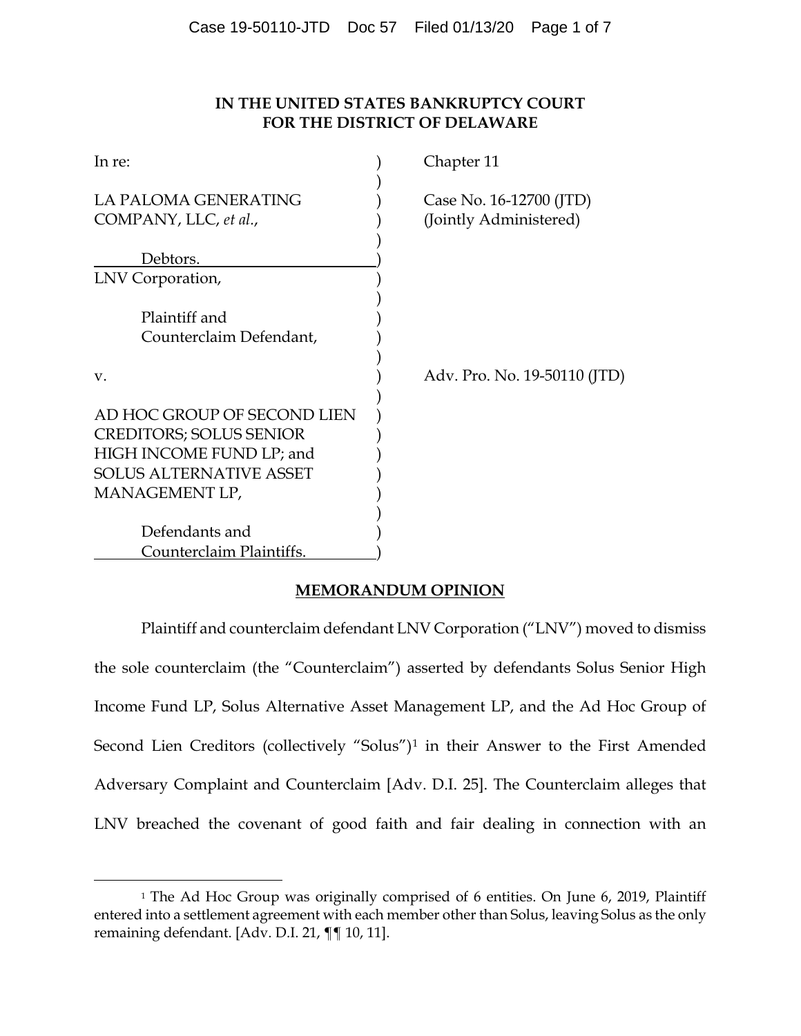**IN THE UNITED STATES BANKRUPTCY COURT**
**FOR THE DISTRICT OF DELAWARE**

| | | |
|---|---|---|
| In re: | ) | Chapter 11 |
| | ) | |
| LA PALOMA GENERATING COMPANY, LLC, *et al.*, | ) | Case No. 16-12700 (JTD) (Jointly Administered) |
| | ) | |
| Debtors. | ) | |
| LNV Corporation, | ) | |
| | ) | |
| Plaintiff and Counterclaim Defendant, | ) | |
| | ) | |
| v. | ) | Adv. Pro. No. 19-50110 (JTD) |
| | ) | |
| AD HOC GROUP OF SECOND LIEN CREDITORS; SOLUS SENIOR HIGH INCOME FUND LP; and SOLUS ALTERNATIVE ASSET MANAGEMENT LP, | ) | |
| | ) | |
| Defendants and Counterclaim Plaintiffs. | ) | |

## MEMORANDUM OPINION

Plaintiff and counterclaim defendant LNV Corporation ("LNV") moved to dismiss the sole counterclaim (the "Counterclaim") asserted by defendants Solus Senior High Income Fund LP, Solus Alternative Asset Management LP, and the Ad Hoc Group of Second Lien Creditors (collectively "Solus")[1] in their Answer to the First Amended Adversary Complaint and Counterclaim [Adv. D.I. 25]. The Counterclaim alleges that LNV breached the covenant of good faith and fair dealing in connection with an

[1] The Ad Hoc Group was originally comprised of 6 entities. On June 6, 2019, Plaintiff entered into a settlement agreement with each member other than Solus, leaving Solus as the only remaining defendant. [Adv. D.I. 21, ¶¶ 10, 11].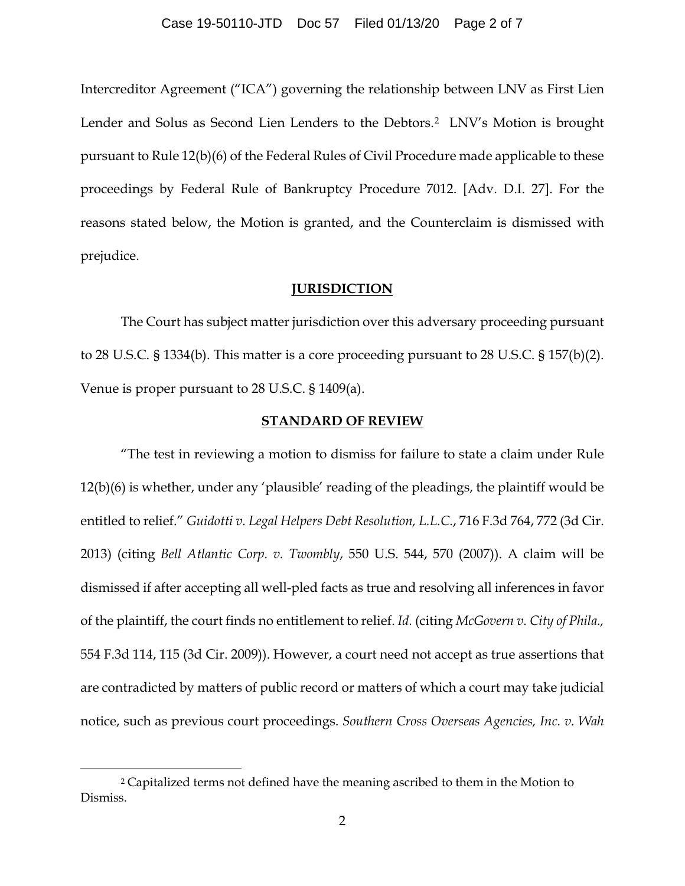Intercreditor Agreement ("ICA") governing the relationship between LNV as First Lien Lender and Solus as Second Lien Lenders to the Debtors.[2] LNV's Motion is brought pursuant to Rule 12(b)(6) of the Federal Rules of Civil Procedure made applicable to these proceedings by Federal Rule of Bankruptcy Procedure 7012. [Adv. D.I. 27]. For the reasons stated below, the Motion is granted, and the Counterclaim is dismissed with prejudice.

## JURISDICTION

The Court has subject matter jurisdiction over this adversary proceeding pursuant to 28 U.S.C. § 1334(b). This matter is a core proceeding pursuant to 28 U.S.C. § 157(b)(2). Venue is proper pursuant to 28 U.S.C. § 1409(a).

## STANDARD OF REVIEW

"The test in reviewing a motion to dismiss for failure to state a claim under Rule 12(b)(6) is whether, under any 'plausible' reading of the pleadings, the plaintiff would be entitled to relief." *Guidotti v. Legal Helpers Debt Resolution, L.L.C.*, 716 F.3d 764, 772 (3d Cir. 2013) (citing *Bell Atlantic Corp. v. Twombly*, 550 U.S. 544, 570 (2007)). A claim will be dismissed if after accepting all well-pled facts as true and resolving all inferences in favor of the plaintiff, the court finds no entitlement to relief. *Id.* (citing *McGovern v. City of Phila.,* 554 F.3d 114, 115 (3d Cir. 2009)). However, a court need not accept as true assertions that are contradicted by matters of public record or matters of which a court may take judicial notice, such as previous court proceedings. *Southern Cross Overseas Agencies, Inc. v. Wah*

[2] Capitalized terms not defined have the meaning ascribed to them in the Motion to Dismiss.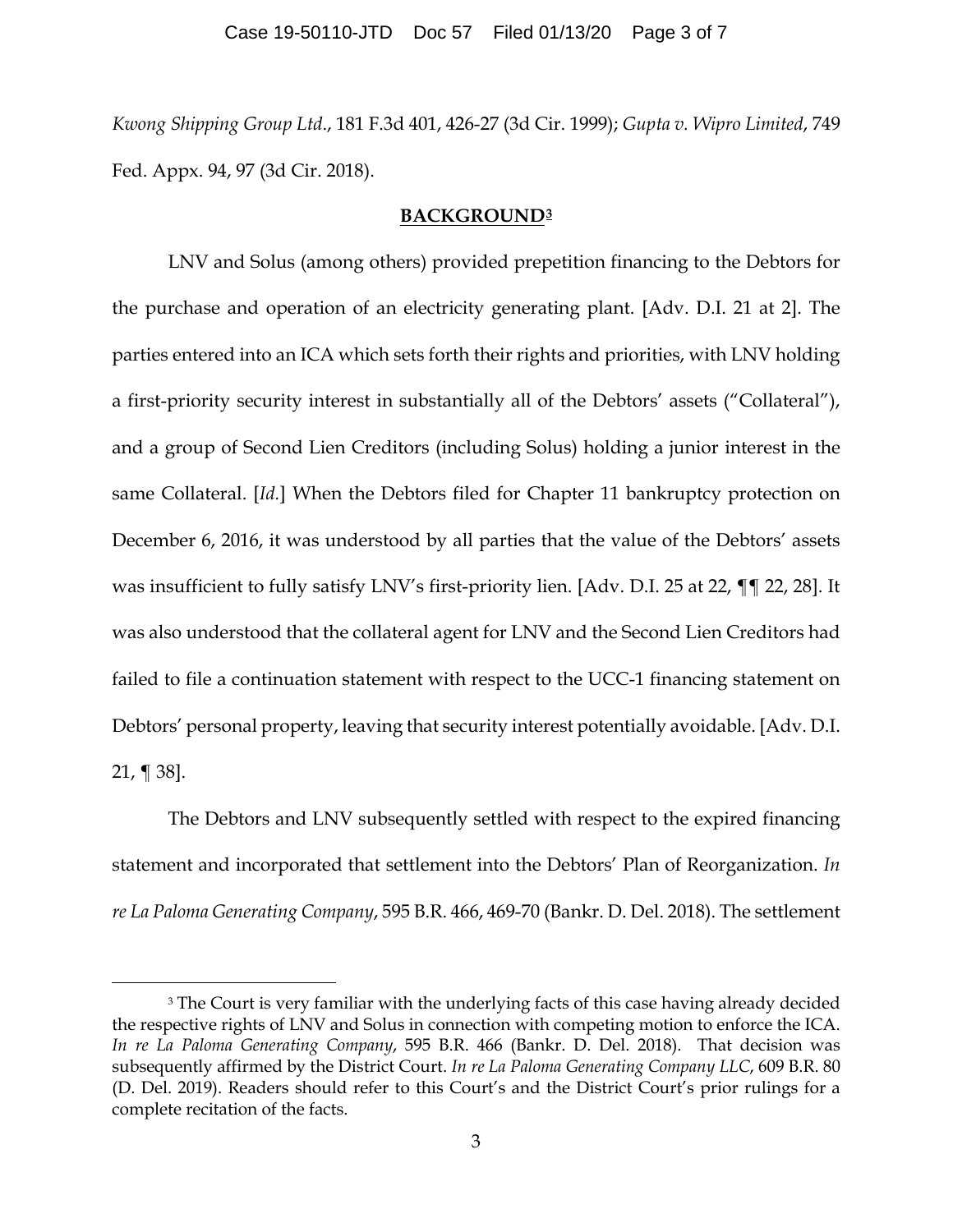*Kwong Shipping Group Ltd*., 181 F.3d 401, 426-27 (3d Cir. 1999); *Gupta v. Wipro Limited*, 749 Fed. Appx. 94, 97 (3d Cir. 2018).

## **BACKGROUND**[3]

LNV and Solus (among others) provided prepetition financing to the Debtors for the purchase and operation of an electricity generating plant. [Adv. D.I. 21 at 2]. The parties entered into an ICA which sets forth their rights and priorities, with LNV holding a first-priority security interest in substantially all of the Debtors' assets ("Collateral"), and a group of Second Lien Creditors (including Solus) holding a junior interest in the same Collateral. [*Id.*] When the Debtors filed for Chapter 11 bankruptcy protection on December 6, 2016, it was understood by all parties that the value of the Debtors' assets was insufficient to fully satisfy LNV's first-priority lien. [Adv. D.I. 25 at 22, ¶¶ 22, 28]. It was also understood that the collateral agent for LNV and the Second Lien Creditors had failed to file a continuation statement with respect to the UCC-1 financing statement on Debtors' personal property, leaving that security interest potentially avoidable. [Adv. D.I. 21, ¶ 38].

The Debtors and LNV subsequently settled with respect to the expired financing statement and incorporated that settlement into the Debtors' Plan of Reorganization. *In re La Paloma Generating Company*, 595 B.R. 466, 469-70 (Bankr. D. Del. 2018). The settlement

---

[3] The Court is very familiar with the underlying facts of this case having already decided the respective rights of LNV and Solus in connection with competing motion to enforce the ICA. *In re La Paloma Generating Company*, 595 B.R. 466 (Bankr. D. Del. 2018). That decision was subsequently affirmed by the District Court. *In re La Paloma Generating Company LLC*, 609 B.R. 80 (D. Del. 2019). Readers should refer to this Court's and the District Court's prior rulings for a complete recitation of the facts.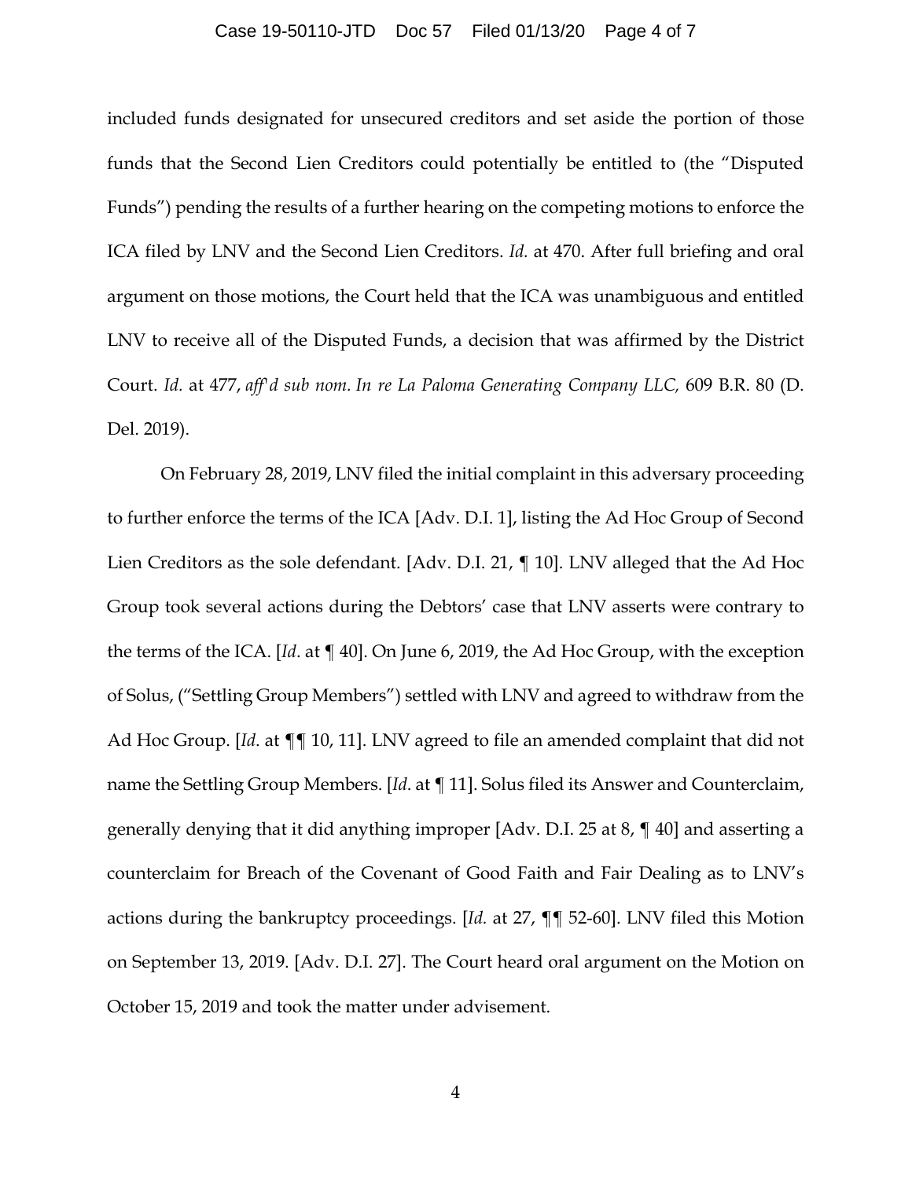included funds designated for unsecured creditors and set aside the portion of those funds that the Second Lien Creditors could potentially be entitled to (the "Disputed Funds") pending the results of a further hearing on the competing motions to enforce the ICA filed by LNV and the Second Lien Creditors. *Id.* at 470. After full briefing and oral argument on those motions, the Court held that the ICA was unambiguous and entitled LNV to receive all of the Disputed Funds, a decision that was affirmed by the District Court. *Id.* at 477, *aff'd sub nom. In re La Paloma Generating Company LLC,* 609 B.R. 80 (D. Del. 2019).

On February 28, 2019, LNV filed the initial complaint in this adversary proceeding to further enforce the terms of the ICA [Adv. D.I. 1], listing the Ad Hoc Group of Second Lien Creditors as the sole defendant. [Adv. D.I. 21, ¶ 10]. LNV alleged that the Ad Hoc Group took several actions during the Debtors' case that LNV asserts were contrary to the terms of the ICA. [*Id*. at ¶ 40]. On June 6, 2019, the Ad Hoc Group, with the exception of Solus, ("Settling Group Members") settled with LNV and agreed to withdraw from the Ad Hoc Group. [*Id*. at ¶¶ 10, 11]. LNV agreed to file an amended complaint that did not name the Settling Group Members. [*Id*. at ¶ 11]. Solus filed its Answer and Counterclaim, generally denying that it did anything improper [Adv. D.I. 25 at 8, ¶ 40] and asserting a counterclaim for Breach of the Covenant of Good Faith and Fair Dealing as to LNV's actions during the bankruptcy proceedings. [*Id.* at 27, ¶¶ 52-60]. LNV filed this Motion on September 13, 2019. [Adv. D.I. 27]. The Court heard oral argument on the Motion on October 15, 2019 and took the matter under advisement.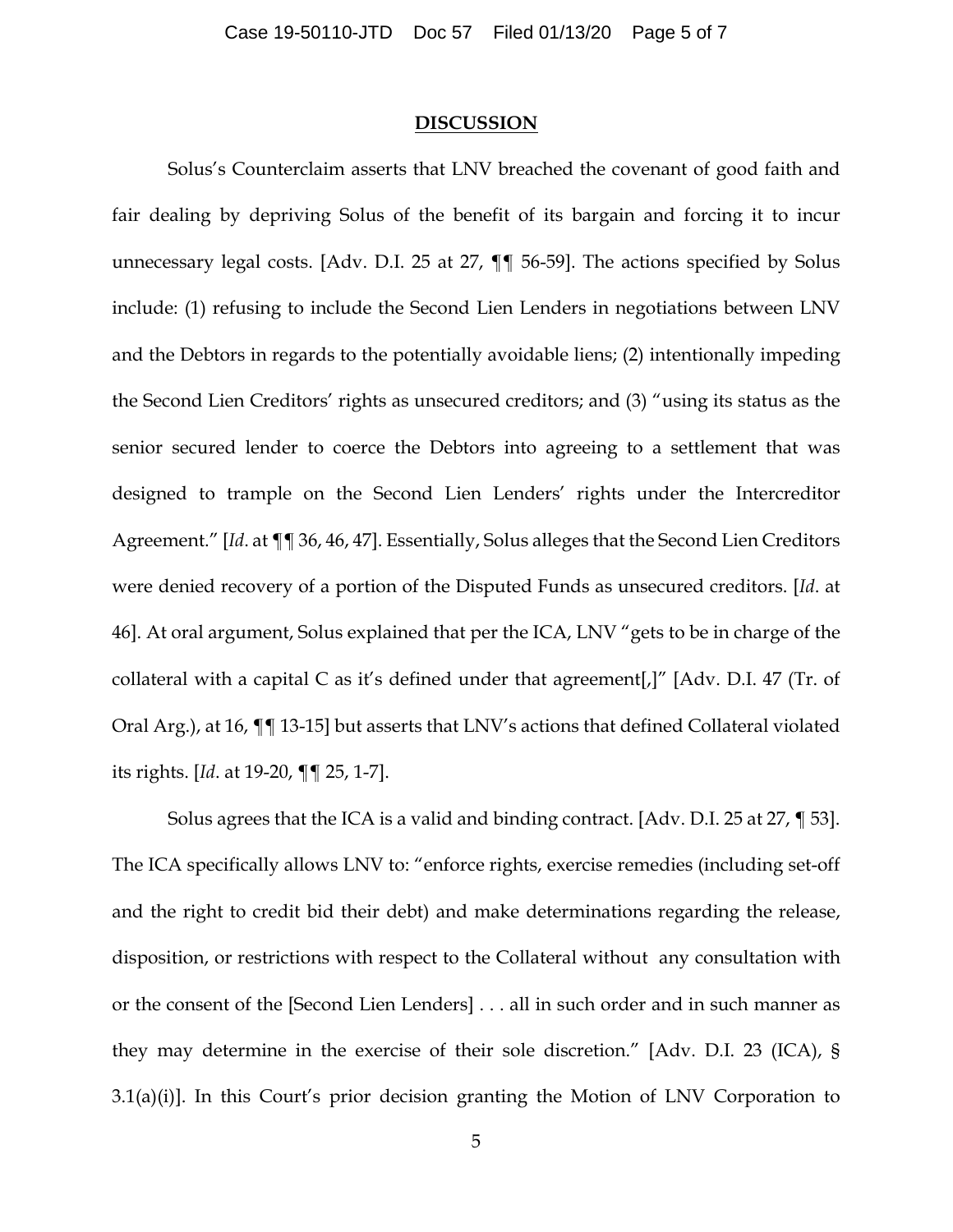## DISCUSSION

Solus's Counterclaim asserts that LNV breached the covenant of good faith and fair dealing by depriving Solus of the benefit of its bargain and forcing it to incur unnecessary legal costs. [Adv. D.I. 25 at 27, ¶¶ 56-59]. The actions specified by Solus include: (1) refusing to include the Second Lien Lenders in negotiations between LNV and the Debtors in regards to the potentially avoidable liens; (2) intentionally impeding the Second Lien Creditors' rights as unsecured creditors; and (3) "using its status as the senior secured lender to coerce the Debtors into agreeing to a settlement that was designed to trample on the Second Lien Lenders' rights under the Intercreditor Agreement." [*Id*. at ¶¶ 36, 46, 47]. Essentially, Solus alleges that the Second Lien Creditors were denied recovery of a portion of the Disputed Funds as unsecured creditors. [*Id*. at 46]. At oral argument, Solus explained that per the ICA, LNV "gets to be in charge of the collateral with a capital C as it's defined under that agreement[,]" [Adv. D.I. 47 (Tr. of Oral Arg.), at 16, ¶¶ 13-15] but asserts that LNV's actions that defined Collateral violated its rights. [*Id*. at 19-20, ¶¶ 25, 1-7].

Solus agrees that the ICA is a valid and binding contract. [Adv. D.I. 25 at 27, ¶ 53]. The ICA specifically allows LNV to: "enforce rights, exercise remedies (including set-off and the right to credit bid their debt) and make determinations regarding the release, disposition, or restrictions with respect to the Collateral without any consultation with or the consent of the [Second Lien Lenders] . . . all in such order and in such manner as they may determine in the exercise of their sole discretion." [Adv. D.I. 23 (ICA), § 3.1(a)(i)]. In this Court's prior decision granting the Motion of LNV Corporation to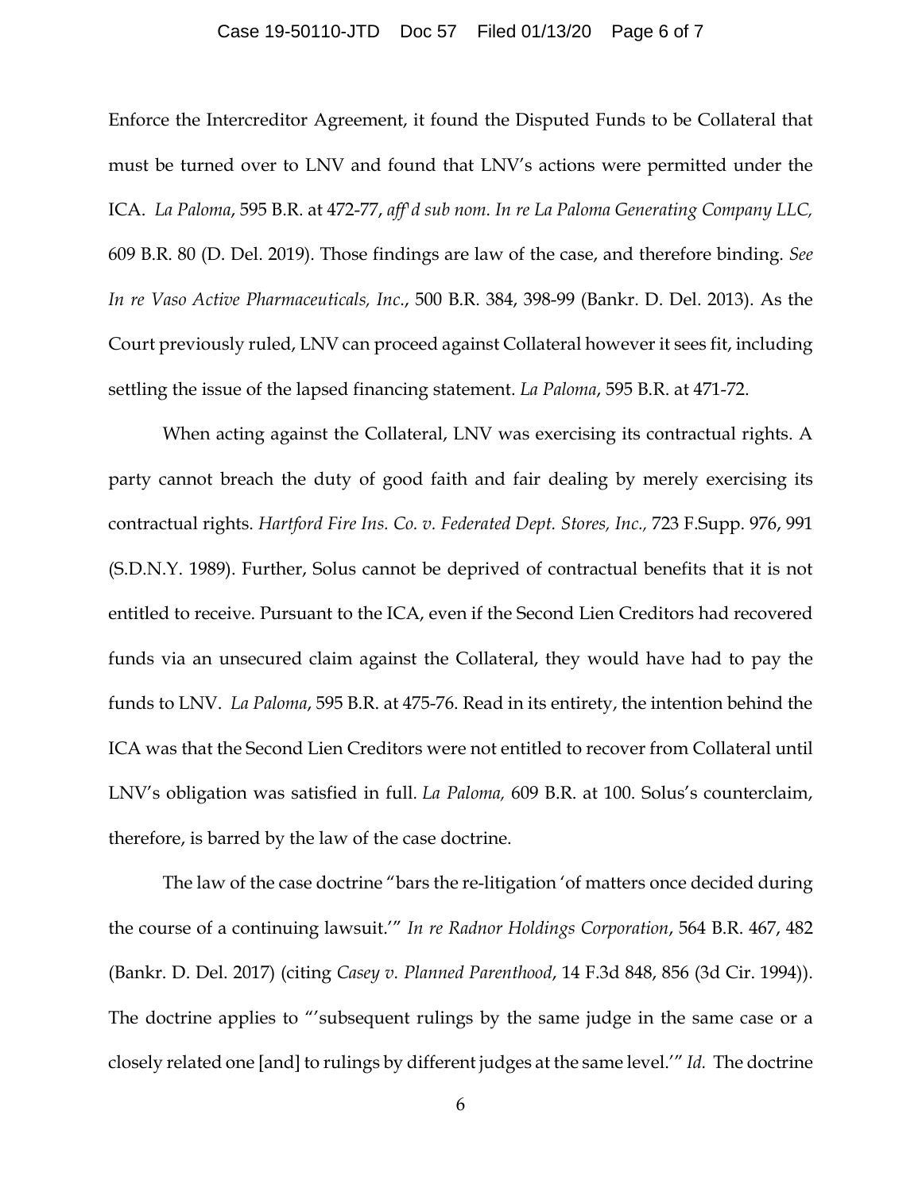Enforce the Intercreditor Agreement, it found the Disputed Funds to be Collateral that must be turned over to LNV and found that LNV's actions were permitted under the ICA. *La Paloma*, 595 B.R. at 472-77, *aff'd sub nom. In re La Paloma Generating Company LLC,* 609 B.R. 80 (D. Del. 2019). Those findings are law of the case, and therefore binding. *See In re Vaso Active Pharmaceuticals, Inc*., 500 B.R. 384, 398-99 (Bankr. D. Del. 2013). As the Court previously ruled, LNV can proceed against Collateral however it sees fit, including settling the issue of the lapsed financing statement. *La Paloma*, 595 B.R. at 471-72.

When acting against the Collateral, LNV was exercising its contractual rights. A party cannot breach the duty of good faith and fair dealing by merely exercising its contractual rights. *Hartford Fire Ins. Co. v. Federated Dept. Stores, Inc.,* 723 F.Supp. 976, 991 (S.D.N.Y. 1989). Further, Solus cannot be deprived of contractual benefits that it is not entitled to receive. Pursuant to the ICA, even if the Second Lien Creditors had recovered funds via an unsecured claim against the Collateral, they would have had to pay the funds to LNV. *La Paloma*, 595 B.R. at 475-76. Read in its entirety, the intention behind the ICA was that the Second Lien Creditors were not entitled to recover from Collateral until LNV's obligation was satisfied in full. *La Paloma,* 609 B.R. at 100. Solus's counterclaim, therefore, is barred by the law of the case doctrine.

The law of the case doctrine "bars the re-litigation 'of matters once decided during the course of a continuing lawsuit.'" *In re Radnor Holdings Corporation*, 564 B.R. 467, 482 (Bankr. D. Del. 2017) (citing *Casey v. Planned Parenthood*, 14 F.3d 848, 856 (3d Cir. 1994)). The doctrine applies to "'subsequent rulings by the same judge in the same case or a closely related one [and] to rulings by different judges at the same level.'" *Id.* The doctrine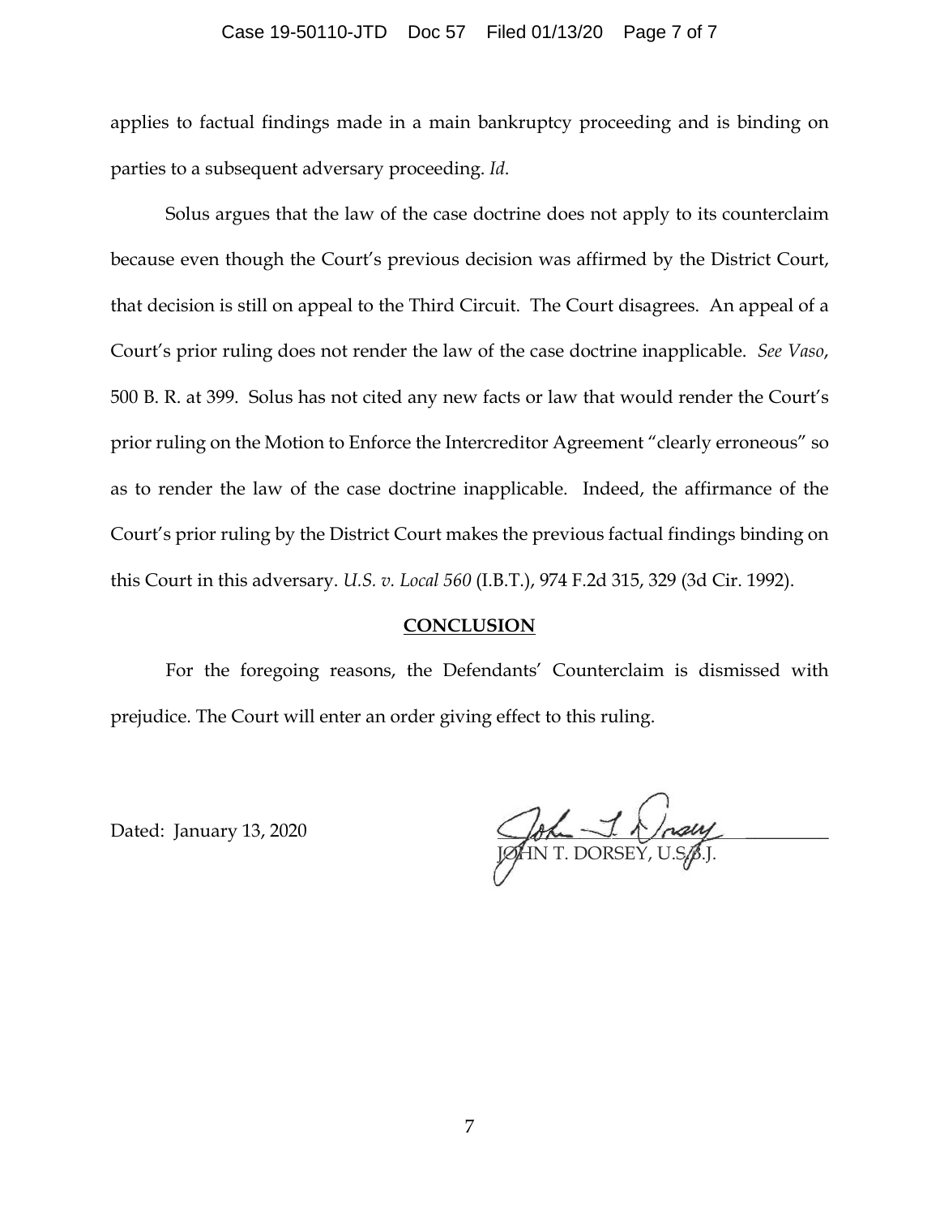applies to factual findings made in a main bankruptcy proceeding and is binding on parties to a subsequent adversary proceeding. *Id*.

Solus argues that the law of the case doctrine does not apply to its counterclaim because even though the Court's previous decision was affirmed by the District Court, that decision is still on appeal to the Third Circuit. The Court disagrees. An appeal of a Court's prior ruling does not render the law of the case doctrine inapplicable. *See Vaso*, 500 B. R. at 399. Solus has not cited any new facts or law that would render the Court's prior ruling on the Motion to Enforce the Intercreditor Agreement "clearly erroneous" so as to render the law of the case doctrine inapplicable. Indeed, the affirmance of the Court's prior ruling by the District Court makes the previous factual findings binding on this Court in this adversary. *U.S. v. Local 560* (I.B.T.), 974 F.2d 315, 329 (3d Cir. 1992).

**CONCLUSION**

For the foregoing reasons, the Defendants' Counterclaim is dismissed with prejudice. The Court will enter an order giving effect to this ruling.

Dated: January 13, 2020

JOHN T. DORSEY, U.S.B.J.